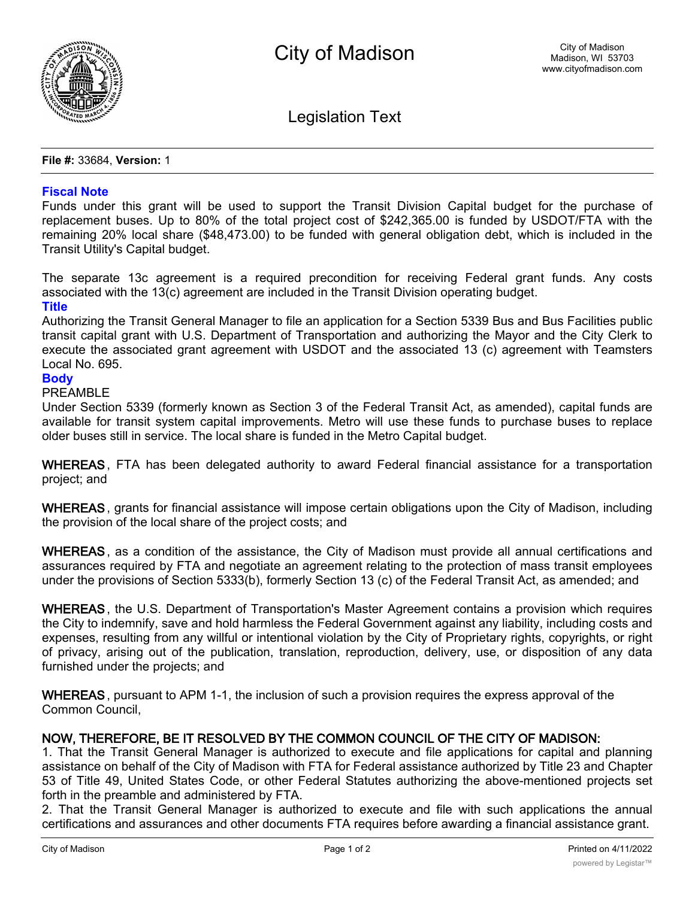# City of Madison

City of Madison
Madison, WI 53703
www.cityofmadison.com

## Legislation Text

**File #:** 33684, **Version:** 1

### Fiscal Note

Funds under this grant will be used to support the Transit Division Capital budget for the purchase of replacement buses. Up to 80% of the total project cost of $242,365.00 is funded by USDOT/FTA with the remaining 20% local share ($48,473.00) to be funded with general obligation debt, which is included in the Transit Utility's Capital budget.

The separate 13c agreement is a required precondition for receiving Federal grant funds. Any costs associated with the 13(c) agreement are included in the Transit Division operating budget.

### Title

Authorizing the Transit General Manager to file an application for a Section 5339 Bus and Bus Facilities public transit capital grant with U.S. Department of Transportation and authorizing the Mayor and the City Clerk to execute the associated grant agreement with USDOT and the associated 13 (c) agreement with Teamsters Local No. 695.

### Body

PREAMBLE

Under Section 5339 (formerly known as Section 3 of the Federal Transit Act, as amended), capital funds are available for transit system capital improvements. Metro will use these funds to purchase buses to replace older buses still in service. The local share is funded in the Metro Capital budget.

**WHEREAS**, FTA has been delegated authority to award Federal financial assistance for a transportation project; and

**WHEREAS**, grants for financial assistance will impose certain obligations upon the City of Madison, including the provision of the local share of the project costs; and

**WHEREAS**, as a condition of the assistance, the City of Madison must provide all annual certifications and assurances required by FTA and negotiate an agreement relating to the protection of mass transit employees under the provisions of Section 5333(b), formerly Section 13 (c) of the Federal Transit Act, as amended; and

**WHEREAS**, the U.S. Department of Transportation's Master Agreement contains a provision which requires the City to indemnify, save and hold harmless the Federal Government against any liability, including costs and expenses, resulting from any willful or intentional violation by the City of Proprietary rights, copyrights, or right of privacy, arising out of the publication, translation, reproduction, delivery, use, or disposition of any data furnished under the projects; and

**WHEREAS**, pursuant to APM 1-1, the inclusion of such a provision requires the express approval of the Common Council,

**NOW, THEREFORE, BE IT RESOLVED BY THE COMMON COUNCIL OF THE CITY OF MADISON:**

1. That the Transit General Manager is authorized to execute and file applications for capital and planning assistance on behalf of the City of Madison with FTA for Federal assistance authorized by Title 23 and Chapter 53 of Title 49, United States Code, or other Federal Statutes authorizing the above-mentioned projects set forth in the preamble and administered by FTA.
2. That the Transit General Manager is authorized to execute and file with such applications the annual certifications and assurances and other documents FTA requires before awarding a financial assistance grant.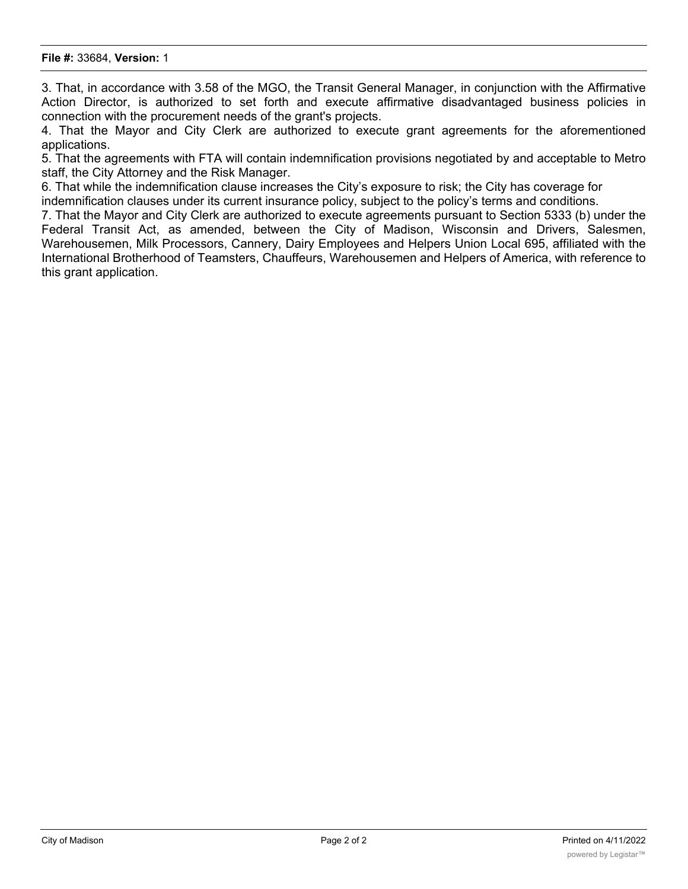3. That, in accordance with 3.58 of the MGO, the Transit General Manager, in conjunction with the Affirmative Action Director, is authorized to set forth and execute affirmative disadvantaged business policies in connection with the procurement needs of the grant's projects.

4. That the Mayor and City Clerk are authorized to execute grant agreements for the aforementioned applications.

5. That the agreements with FTA will contain indemnification provisions negotiated by and acceptable to Metro staff, the City Attorney and the Risk Manager.

6. That while the indemnification clause increases the City's exposure to risk; the City has coverage for indemnification clauses under its current insurance policy, subject to the policy's terms and conditions.

7. That the Mayor and City Clerk are authorized to execute agreements pursuant to Section 5333 (b) under the Federal Transit Act, as amended, between the City of Madison, Wisconsin and Drivers, Salesmen, Warehousemen, Milk Processors, Cannery, Dairy Employees and Helpers Union Local 695, affiliated with the International Brotherhood of Teamsters, Chauffeurs, Warehousemen and Helpers of America, with reference to this grant application.